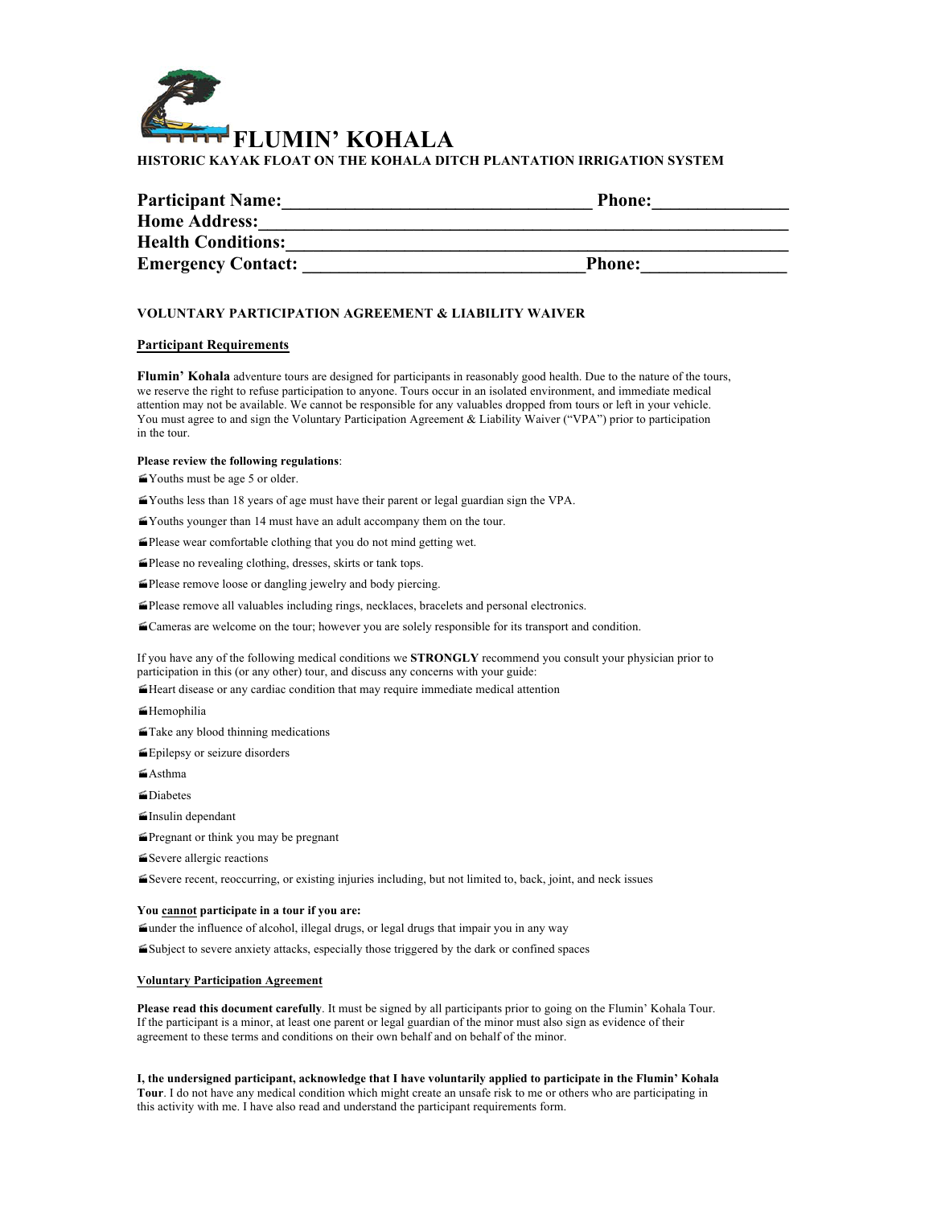# FLUMIN' KOHALA

**HISTORIC KAYAK FLOAT ON THE KOHALA DITCH PLANTATION IRRIGATION SYSTEM**

**Participant Name:**_________________________________ **Phone:**_______________
**Home Address:**__________________________________________________________
**Health Conditions:**________________________________________________________
**Emergency Contact:** _______________________________**Phone:**________________

## VOLUNTARY PARTICIPATION AGREEMENT & LIABILITY WAIVER

### Participant Requirements

**Flumin' Kohala** adventure tours are designed for participants in reasonably good health. Due to the nature of the tours, we reserve the right to refuse participation to anyone. Tours occur in an isolated environment, and immediate medical attention may not be available. We cannot be responsible for any valuables dropped from tours or left in your vehicle. You must agree to and sign the Voluntary Participation Agreement & Liability Waiver ("VPA") prior to participation in the tour.

**Please review the following regulations**:

- Youths must be age 5 or older.
- Youths less than 18 years of age must have their parent or legal guardian sign the VPA.
- Youths younger than 14 must have an adult accompany them on the tour.
- Please wear comfortable clothing that you do not mind getting wet.
- Please no revealing clothing, dresses, skirts or tank tops.
- Please remove loose or dangling jewelry and body piercing.
- Please remove all valuables including rings, necklaces, bracelets and personal electronics.
- Cameras are welcome on the tour; however you are solely responsible for its transport and condition.

If you have any of the following medical conditions we **STRONGLY** recommend you consult your physician prior to participation in this (or any other) tour, and discuss any concerns with your guide:

- Heart disease or any cardiac condition that may require immediate medical attention
- Hemophilia
- Take any blood thinning medications
- Epilepsy or seizure disorders
- Asthma
- Diabetes
- Insulin dependant
- Pregnant or think you may be pregnant
- Severe allergic reactions
- Severe recent, reoccurring, or existing injuries including, but not limited to, back, joint, and neck issues

**You <u>cannot</u> participate in a tour if you are:**

- under the influence of alcohol, illegal drugs, or legal drugs that impair you in any way
- Subject to severe anxiety attacks, especially those triggered by the dark or confined spaces

### Voluntary Participation Agreement

**Please read this document carefully**. It must be signed by all participants prior to going on the Flumin' Kohala Tour. If the participant is a minor, at least one parent or legal guardian of the minor must also sign as evidence of their agreement to these terms and conditions on their own behalf and on behalf of the minor.

**I, the undersigned participant, acknowledge that I have voluntarily applied to participate in the Flumin' Kohala Tour**. I do not have any medical condition which might create an unsafe risk to me or others who are participating in this activity with me. I have also read and understand the participant requirements form.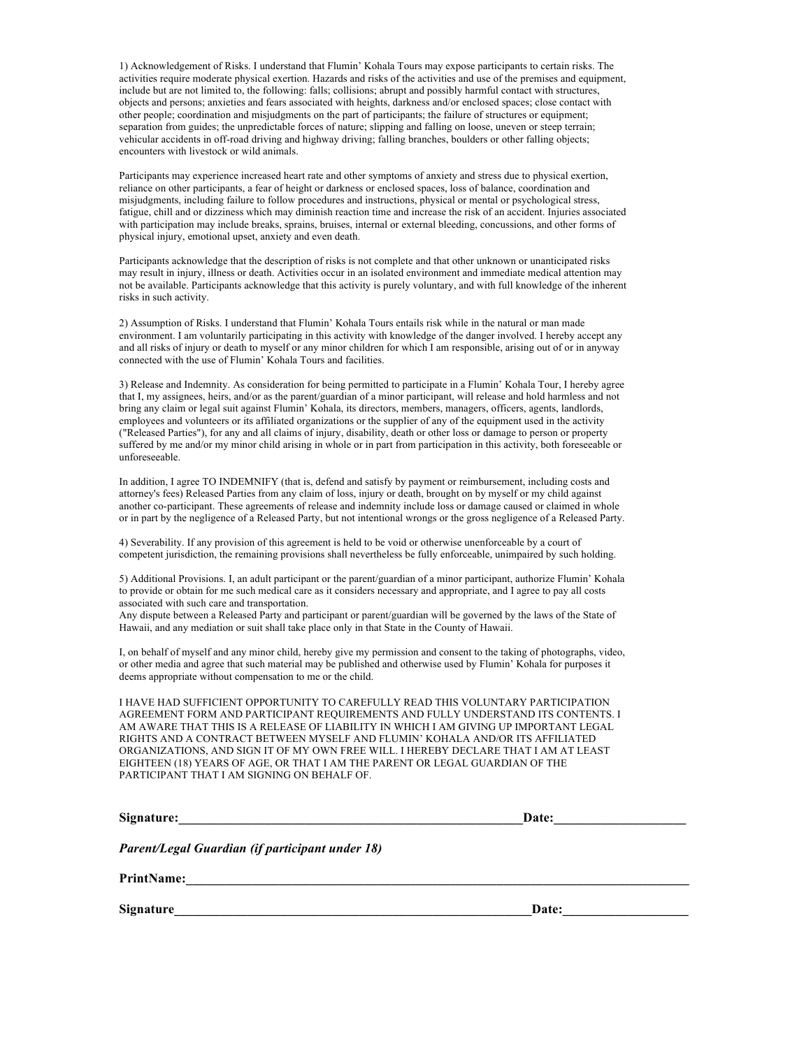1) Acknowledgement of Risks. I understand that Flumin' Kohala Tours may expose participants to certain risks. The activities require moderate physical exertion. Hazards and risks of the activities and use of the premises and equipment, include but are not limited to, the following: falls; collisions; abrupt and possibly harmful contact with structures, objects and persons; anxieties and fears associated with heights, darkness and/or enclosed spaces; close contact with other people; coordination and misjudgments on the part of participants; the failure of structures or equipment; separation from guides; the unpredictable forces of nature; slipping and falling on loose, uneven or steep terrain; vehicular accidents in off-road driving and highway driving; falling branches, boulders or other falling objects; encounters with livestock or wild animals.

Participants may experience increased heart rate and other symptoms of anxiety and stress due to physical exertion, reliance on other participants, a fear of height or darkness or enclosed spaces, loss of balance, coordination and misjudgments, including failure to follow procedures and instructions, physical or mental or psychological stress, fatigue, chill and or dizziness which may diminish reaction time and increase the risk of an accident. Injuries associated with participation may include breaks, sprains, bruises, internal or external bleeding, concussions, and other forms of physical injury, emotional upset, anxiety and even death.

Participants acknowledge that the description of risks is not complete and that other unknown or unanticipated risks may result in injury, illness or death. Activities occur in an isolated environment and immediate medical attention may not be available. Participants acknowledge that this activity is purely voluntary, and with full knowledge of the inherent risks in such activity.

2) Assumption of Risks. I understand that Flumin' Kohala Tours entails risk while in the natural or man made environment. I am voluntarily participating in this activity with knowledge of the danger involved. I hereby accept any and all risks of injury or death to myself or any minor children for which I am responsible, arising out of or in anyway connected with the use of Flumin' Kohala Tours and facilities.

3) Release and Indemnity. As consideration for being permitted to participate in a Flumin' Kohala Tour, I hereby agree that I, my assignees, heirs, and/or as the parent/guardian of a minor participant, will release and hold harmless and not bring any claim or legal suit against Flumin' Kohala, its directors, members, managers, officers, agents, landlords, employees and volunteers or its affiliated organizations or the supplier of any of the equipment used in the activity ("Released Parties"), for any and all claims of injury, disability, death or other loss or damage to person or property suffered by me and/or my minor child arising in whole or in part from participation in this activity, both foreseeable or unforeseeable.

In addition, I agree TO INDEMNIFY (that is, defend and satisfy by payment or reimbursement, including costs and attorney's fees) Released Parties from any claim of loss, injury or death, brought on by myself or my child against another co-participant. These agreements of release and indemnity include loss or damage caused or claimed in whole or in part by the negligence of a Released Party, but not intentional wrongs or the gross negligence of a Released Party.

4) Severability. If any provision of this agreement is held to be void or otherwise unenforceable by a court of competent jurisdiction, the remaining provisions shall nevertheless be fully enforceable, unimpaired by such holding.

5) Additional Provisions. I, an adult participant or the parent/guardian of a minor participant, authorize Flumin' Kohala to provide or obtain for me such medical care as it considers necessary and appropriate, and I agree to pay all costs associated with such care and transportation.
Any dispute between a Released Party and participant or parent/guardian will be governed by the laws of the State of Hawaii, and any mediation or suit shall take place only in that State in the County of Hawaii.

I, on behalf of myself and any minor child, hereby give my permission and consent to the taking of photographs, video, or other media and agree that such material may be published and otherwise used by Flumin' Kohala for purposes it deems appropriate without compensation to me or the child.

I HAVE HAD SUFFICIENT OPPORTUNITY TO CAREFULLY READ THIS VOLUNTARY PARTICIPATION AGREEMENT FORM AND PARTICIPANT REQUIREMENTS AND FULLY UNDERSTAND ITS CONTENTS. I AM AWARE THAT THIS IS A RELEASE OF LIABILITY IN WHICH I AM GIVING UP IMPORTANT LEGAL RIGHTS AND A CONTRACT BETWEEN MYSELF AND FLUMIN' KOHALA AND/OR ITS AFFILIATED ORGANIZATIONS, AND SIGN IT OF MY OWN FREE WILL. I HEREBY DECLARE THAT I AM AT LEAST EIGHTEEN (18) YEARS OF AGE, OR THAT I AM THE PARENT OR LEGAL GUARDIAN OF THE PARTICIPANT THAT I AM SIGNING ON BEHALF OF.

**Signature:\_\_\_\_\_\_\_\_\_\_\_\_\_\_\_\_\_\_\_\_\_\_\_\_\_\_\_\_\_\_\_\_\_\_\_\_\_\_\_\_\_\_\_\_\_\_\_\_\_\_\_\_Date:\_\_\_\_\_\_\_\_\_\_\_\_\_\_\_\_\_\_\_\_**

***Parent/Legal Guardian (if participant under 18)***

**PrintName:\_\_\_\_\_\_\_\_\_\_\_\_\_\_\_\_\_\_\_\_\_\_\_\_\_\_\_\_\_\_\_\_\_\_\_\_\_\_\_\_\_\_\_\_\_\_\_\_\_\_\_\_\_\_\_\_\_\_\_\_\_\_\_\_\_\_\_\_\_\_\_\_\_\_\_\_**

**Signature\_\_\_\_\_\_\_\_\_\_\_\_\_\_\_\_\_\_\_\_\_\_\_\_\_\_\_\_\_\_\_\_\_\_\_\_\_\_\_\_\_\_\_\_\_\_\_\_\_\_\_\_\_\_\_Date:\_\_\_\_\_\_\_\_\_\_\_\_\_\_\_\_\_\_\_**